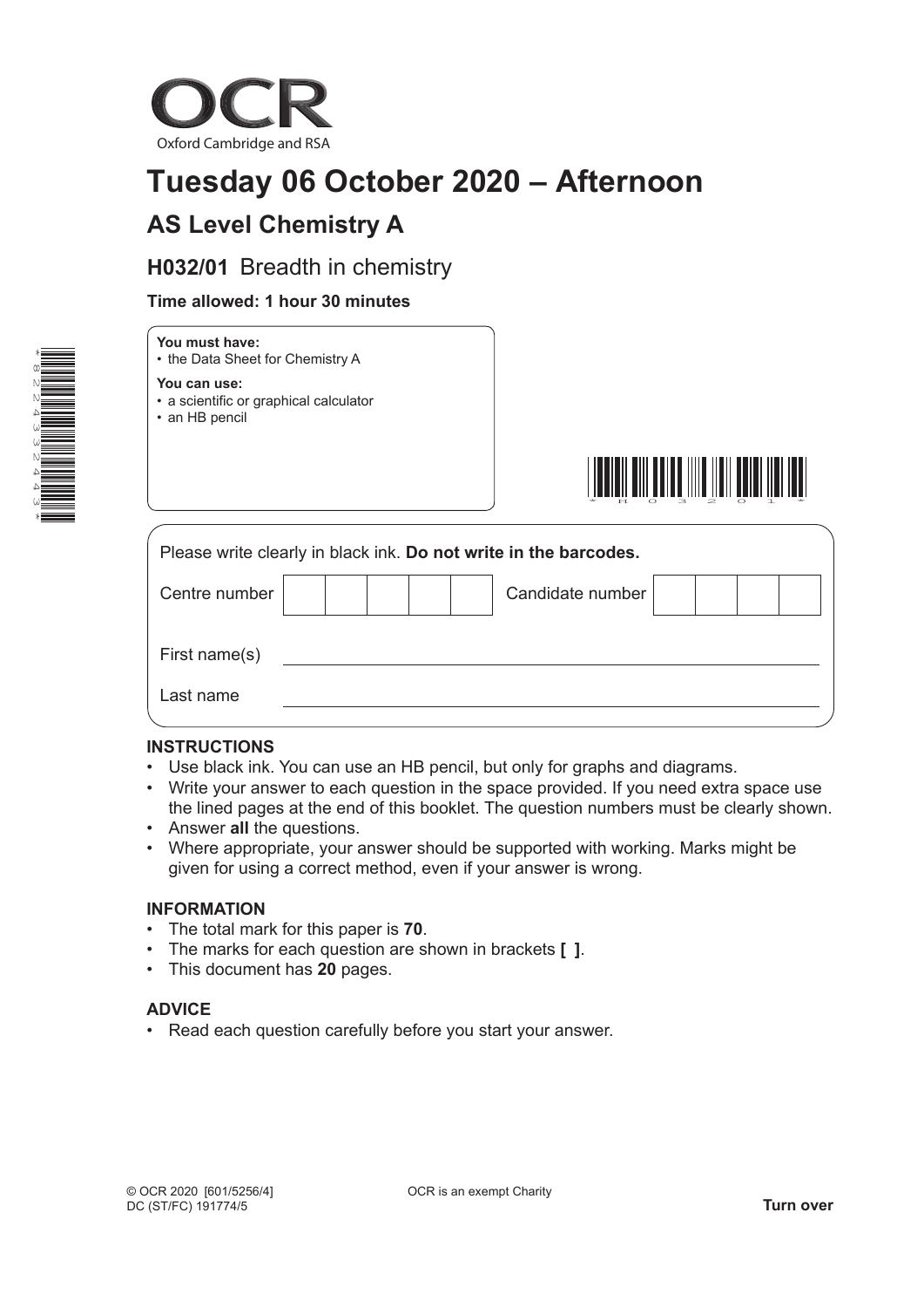OCR

Oxford Cambridge and RSA

# Tuesday 06 October 2020 – Afternoon

## AS Level Chemistry A

### H032/01 Breadth in chemistry

**Time allowed: 1 hour 30 minutes**

**You must have:**
- the Data Sheet for Chemistry A

**You can use:**
- a scientific or graphical calculator
- an HB pencil

Please write clearly in black ink. **Do not write in the barcodes.**

| Centre number | | | | | | Candidate number | | | | |
|---|---|---|---|---|---|---|---|---|---|---|

First name(s) ______________________________

Last name ______________________________

**INSTRUCTIONS**

- Use black ink. You can use an HB pencil, but only for graphs and diagrams.
- Write your answer to each question in the space provided. If you need extra space use the lined pages at the end of this booklet. The question numbers must be clearly shown.
- Answer **all** the questions.
- Where appropriate, your answer should be supported with working. Marks might be given for using a correct method, even if your answer is wrong.

**INFORMATION**

- The total mark for this paper is **70**.
- The marks for each question are shown in brackets **[ ]**.
- This document has **20** pages.

**ADVICE**

- Read each question carefully before you start your answer.

© OCR 2020 [601/5256/4]
DC (ST/FC) 191774/5

OCR is an exempt Charity

**Turn over**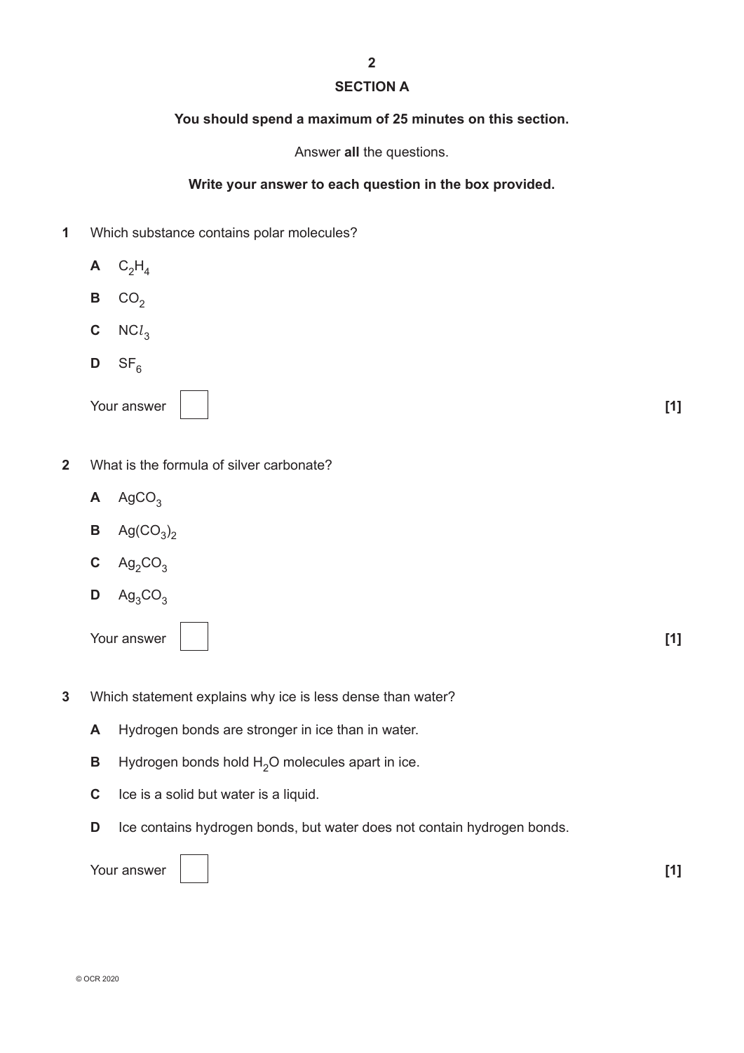## SECTION A

**You should spend a maximum of 25 minutes on this section.**

Answer **all** the questions.

**Write your answer to each question in the box provided.**

**1** Which substance contains polar molecules?

**A** $C_2H_4$

**B** $CO_2$

**C** $NCl_3$

**D** $SF_6$

Your answer [ ] **[1]**

**2** What is the formula of silver carbonate?

**A** $AgCO_3$

**B** $Ag(CO_3)_2$

**C** $Ag_2CO_3$

**D** $Ag_3CO_3$

Your answer [ ] **[1]**

**3** Which statement explains why ice is less dense than water?

**A** Hydrogen bonds are stronger in ice than in water.

**B** Hydrogen bonds hold $H_2O$ molecules apart in ice.

**C** Ice is a solid but water is a liquid.

**D** Ice contains hydrogen bonds, but water does not contain hydrogen bonds.

Your answer [ ] **[1]**

© OCR 2020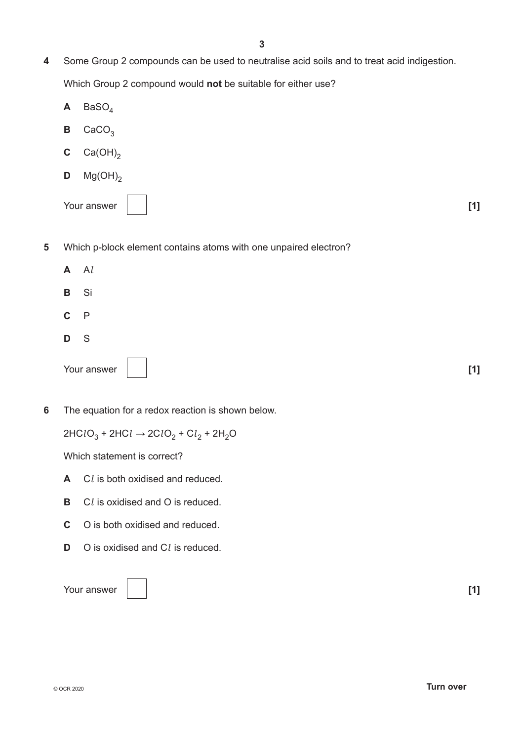**4** Some Group 2 compounds can be used to neutralise acid soils and to treat acid indigestion.

Which Group 2 compound would **not** be suitable for either use?

**A** $BaSO_4$

**B** $CaCO_3$

**C** $Ca(OH)_2$

**D** $Mg(OH)_2$

Your answer [ ] **[1]**

**5** Which p-block element contains atoms with one unpaired electron?

**A** A$l$

**B** Si

**C** P

**D** S

Your answer [ ] **[1]**

**6** The equation for a redox reaction is shown below.

$2HClO_3 + 2HCl \rightarrow 2ClO_2 + Cl_2 + 2H_2O$

Which statement is correct?

**A** C$l$ is both oxidised and reduced.

**B** C$l$ is oxidised and O is reduced.

**C** O is both oxidised and reduced.

**D** O is oxidised and C$l$ is reduced.

Your answer [ ] **[1]**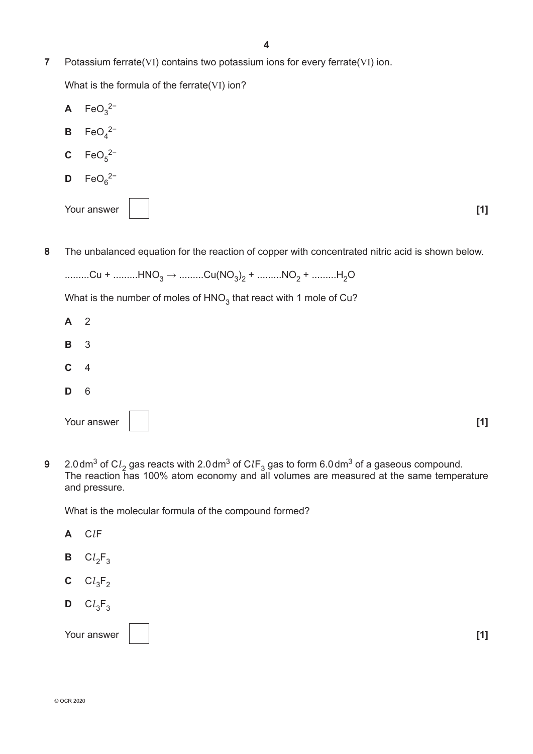**7** Potassium ferrate(VI) contains two potassium ions for every ferrate(VI) ion.

What is the formula of the ferrate(VI) ion?

**A** $FeO_3^{2-}$

**B** $FeO_4^{2-}$

**C** $FeO_5^{2-}$

**D** $FeO_6^{2-}$

Your answer [ ] **[1]**

**8** The unbalanced equation for the reaction of copper with concentrated nitric acid is shown below.

.........Cu + .........$HNO_3$ → .........$Cu(NO_3)_2$ + .........$NO_2$ + .........$H_2O$

What is the number of moles of $HNO_3$ that react with 1 mole of Cu?

**A** 2

**B** 3

**C** 4

**D** 6

Your answer [ ] **[1]**

**9** 2.0 $dm^3$ of $Cl_2$ gas reacts with 2.0 $dm^3$ of $ClF_3$ gas to form 6.0 $dm^3$ of a gaseous compound. The reaction has 100% atom economy and all volumes are measured at the same temperature and pressure.

What is the molecular formula of the compound formed?

**A** $ClF$

**B** $Cl_2F_3$

**C** $Cl_3F_2$

**D** $Cl_3F_3$

Your answer [ ] **[1]**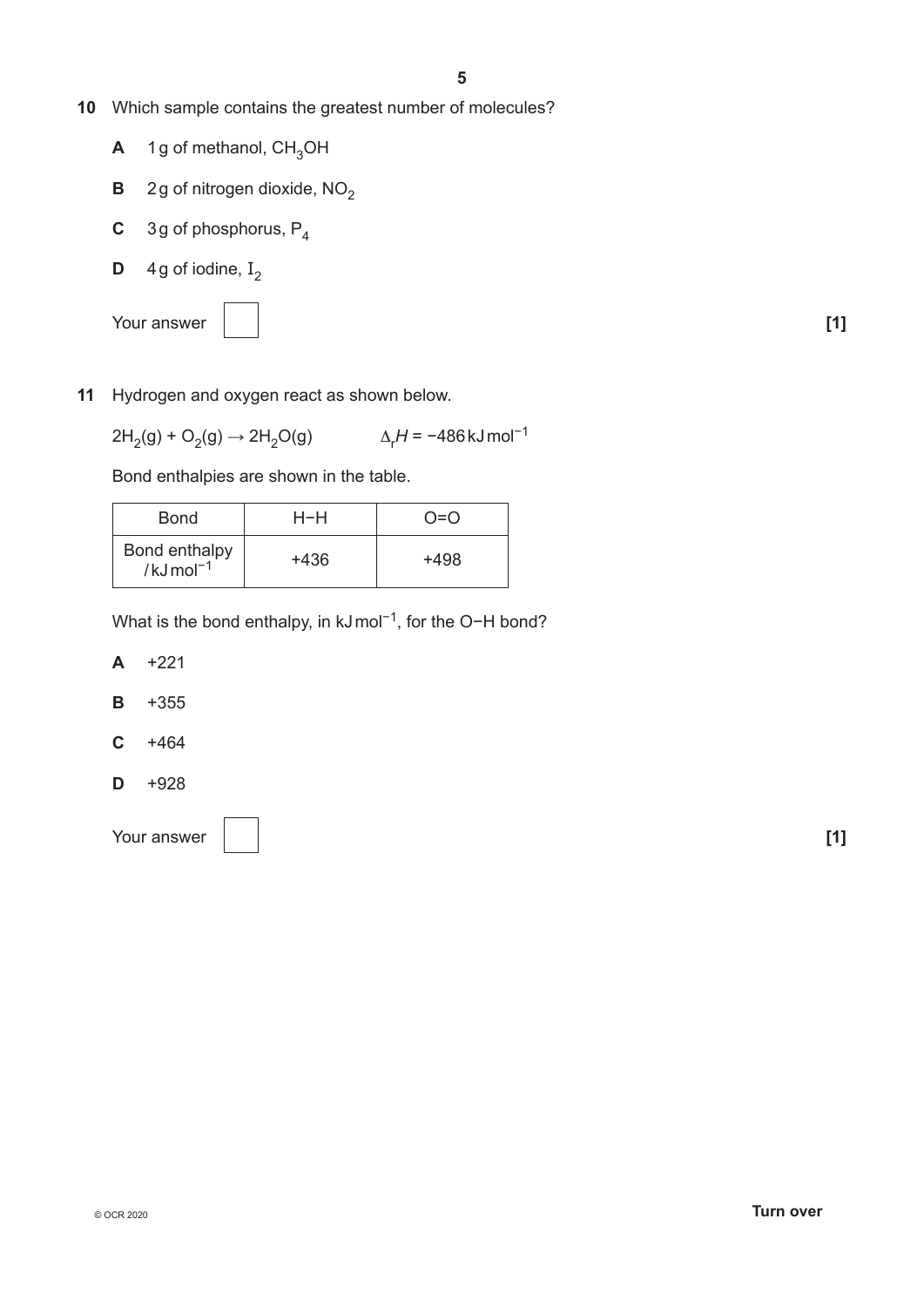**10** Which sample contains the greatest number of molecules?

**A** 1 g of methanol, $CH_3OH$

**B** 2 g of nitrogen dioxide, $NO_2$

**C** 3 g of phosphorus, $P_4$

**D** 4 g of iodine, $I_2$

Your answer [ ] **[1]**

**11** Hydrogen and oxygen react as shown below.

$2H_2(g) + O_2(g) \rightarrow 2H_2O(g)$ $\Delta_r H = -486\,\text{kJ mol}^{-1}$

Bond enthalpies are shown in the table.

| Bond | H−H | O=O |
|---|---|---|
| Bond enthalpy / $\text{kJ mol}^{-1}$ | +436 | +498 |

What is the bond enthalpy, in $\text{kJ mol}^{-1}$, for the O−H bond?

**A** +221

**B** +355

**C** +464

**D** +928

Your answer [ ] **[1]**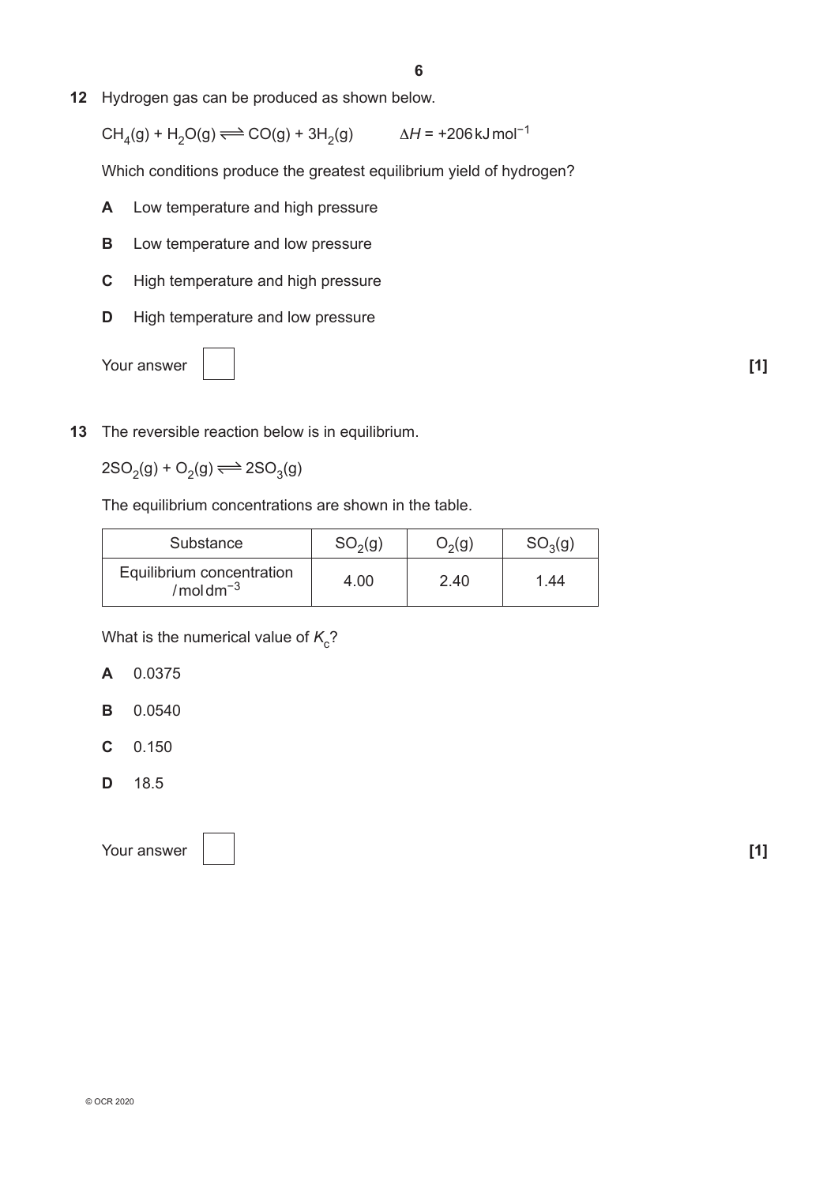**12** Hydrogen gas can be produced as shown below.

$CH_4(g) + H_2O(g) \rightleftharpoons CO(g) + 3H_2(g) \qquad \Delta H = +206\,\text{kJ mol}^{-1}$

Which conditions produce the greatest equilibrium yield of hydrogen?

**A** Low temperature and high pressure

**B** Low temperature and low pressure

**C** High temperature and high pressure

**D** High temperature and low pressure

Your answer [ ] **[1]**

**13** The reversible reaction below is in equilibrium.

$2SO_2(g) + O_2(g) \rightleftharpoons 2SO_3(g)$

The equilibrium concentrations are shown in the table.

| Substance | $SO_2(g)$ | $O_2(g)$ | $SO_3(g)$ |
|---|---|---|---|
| Equilibrium concentration / mol dm$^{-3}$ | 4.00 | 2.40 | 1.44 |

What is the numerical value of $K_c$?

**A** 0.0375

**B** 0.0540

**C** 0.150

**D** 18.5

Your answer [ ] **[1]**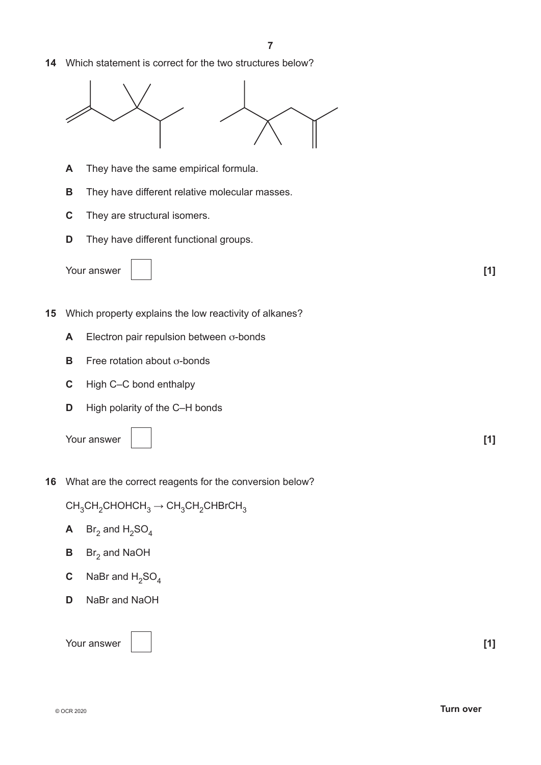**14** Which statement is correct for the two structures below?

**A** They have the same empirical formula.

**B** They have different relative molecular masses.

**C** They are structural isomers.

**D** They have different functional groups.

Your answer [1]

**15** Which property explains the low reactivity of alkanes?

**A** Electron pair repulsion between σ-bonds

**B** Free rotation about σ-bonds

**C** High C–C bond enthalpy

**D** High polarity of the C–H bonds

Your answer [1]

**16** What are the correct reagents for the conversion below?

$CH_3CH_2CHOHCH_3 \rightarrow CH_3CH_2CHBrCH_3$

**A** $Br_2$ and $H_2SO_4$

**B** $Br_2$ and NaOH

**C** NaBr and $H_2SO_4$

**D** NaBr and NaOH

Your answer [1]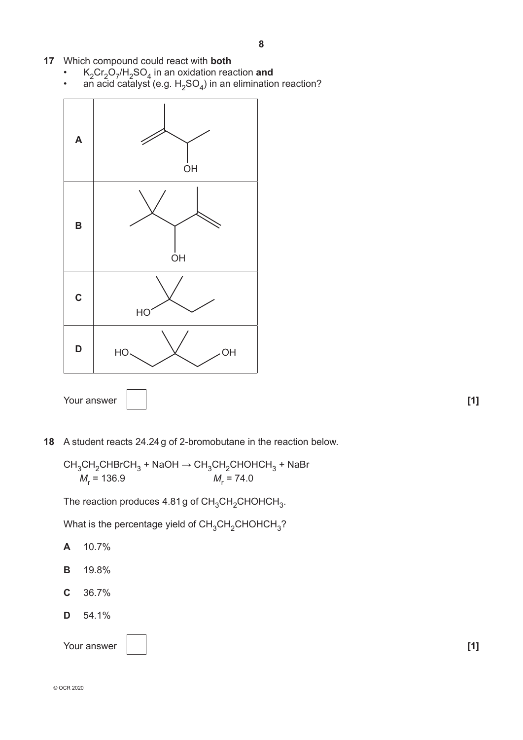**17** Which compound could react with **both**

- $K_2Cr_2O_7/H_2SO_4$ in an oxidation reaction **and**
- an acid catalyst (e.g. $H_2SO_4$) in an elimination reaction?

| | |
|---|---|
| **A** | OH |
| **B** | OH |
| **C** | HO |
| **D** | HO OH |

Your answer [ ] **[1]**

**18** A student reacts 24.24 g of 2-bromobutane in the reaction below.

$CH_3CH_2CHBrCH_3 + NaOH \rightarrow CH_3CH_2CHOHCH_3 + NaBr$

$M_r = 136.9$ $\qquad\qquad\qquad M_r = 74.0$

The reaction produces 4.81 g of $CH_3CH_2CHOHCH_3$.

What is the percentage yield of $CH_3CH_2CHOHCH_3$?

**A** 10.7%

**B** 19.8%

**C** 36.7%

**D** 54.1%

Your answer [ ] **[1]**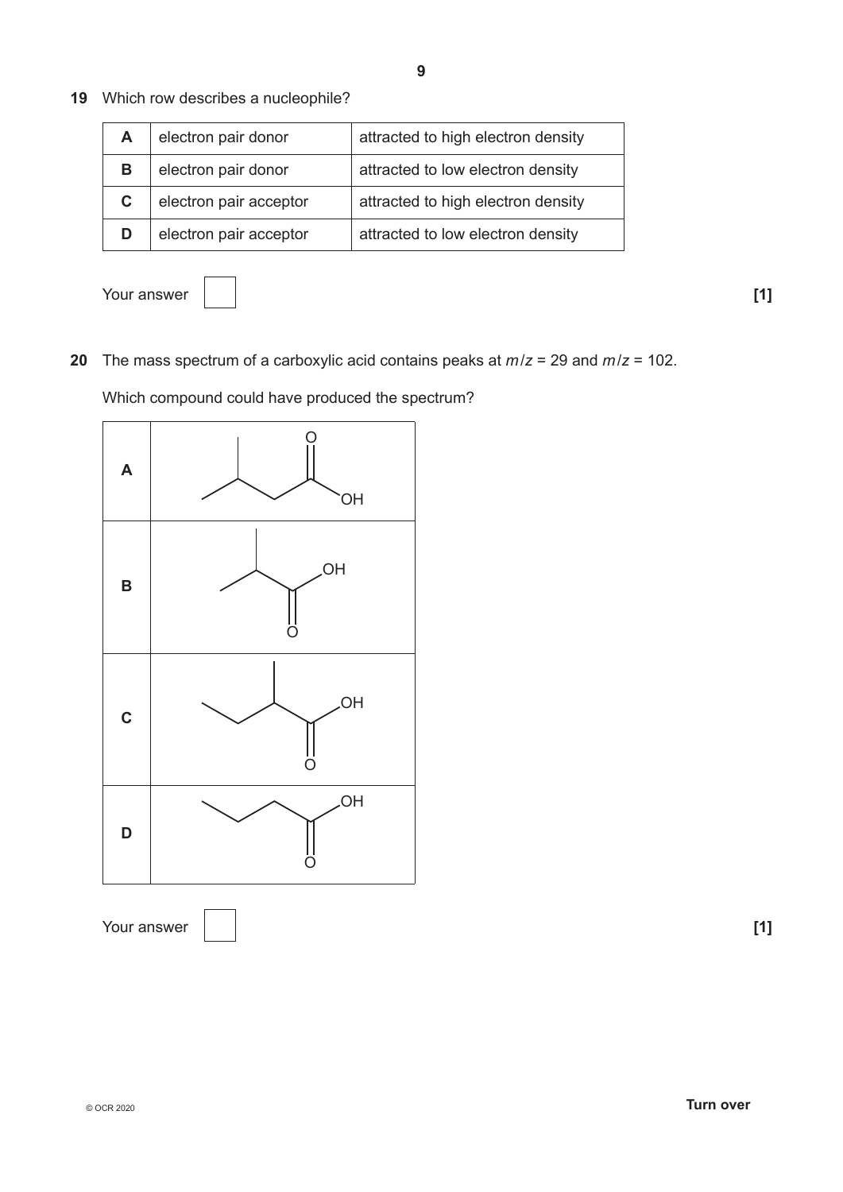**19** Which row describes a nucleophile?

| | | |
|---|---|---|
| **A** | electron pair donor | attracted to high electron density |
| **B** | electron pair donor | attracted to low electron density |
| **C** | electron pair acceptor | attracted to high electron density |
| **D** | electron pair acceptor | attracted to low electron density |

Your answer [ ] **[1]**

**20** The mass spectrum of a carboxylic acid contains peaks at $m/z = 29$ and $m/z = 102$.

Which compound could have produced the spectrum?

| | |
|---|---|
| **A** | (skeletal structure: 3-methylbutanoic acid, $(CH_3)_2CHCH_2COOH$) |
| **B** | (skeletal structure: 2-methylpropanoic acid, $(CH_3)_2CHCOOH$) |
| **C** | (skeletal structure: 2-methylbutanoic acid, $CH_3CH_2CH(CH_3)COOH$) |
| **D** | (skeletal structure: butanoic acid, $CH_3CH_2CH_2COOH$) |

Your answer [ ] **[1]**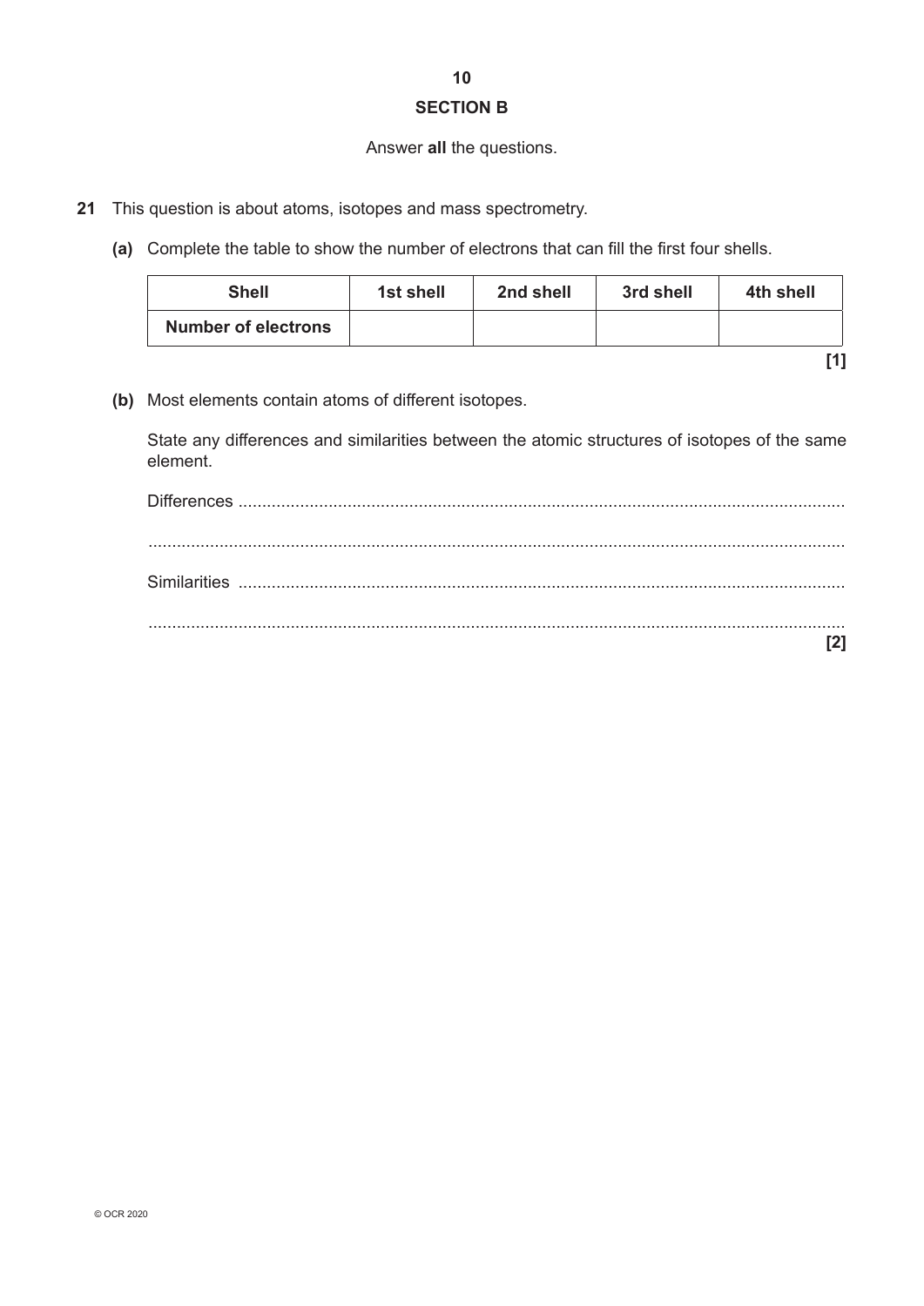## SECTION B

Answer **all** the questions.

**21** This question is about atoms, isotopes and mass spectrometry.

**(a)** Complete the table to show the number of electrons that can fill the first four shells.

| Shell | 1st shell | 2nd shell | 3rd shell | 4th shell |
|---|---|---|---|---|
| Number of electrons | | | | |

**[1]**

**(b)** Most elements contain atoms of different isotopes.

State any differences and similarities between the atomic structures of isotopes of the same element.

Differences ..........................................................................................................................

..........................................................................................................................

Similarities ..........................................................................................................................

..........................................................................................................................

**[2]**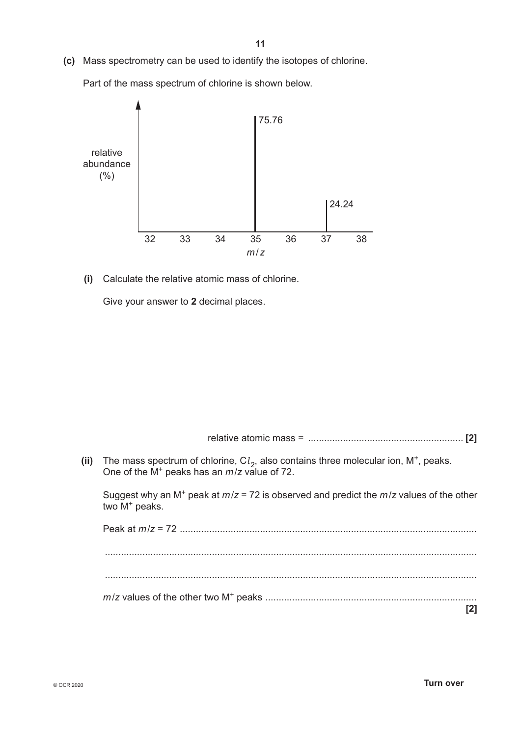**(c)** Mass spectrometry can be used to identify the isotopes of chlorine.

Part of the mass spectrum of chlorine is shown below.

| $m/z$ | relative abundance (%) |
|---|---|
| 35 | 75.76 |
| 37 | 24.24 |

**(i)** Calculate the relative atomic mass of chlorine.

Give your answer to **2** decimal places.

relative atomic mass = ......................................................... **[2]**

**(ii)** The mass spectrum of chlorine, $Cl_2$, also contains three molecular ion, $M^+$, peaks. One of the $M^+$ peaks has an $m/z$ value of 72.

Suggest why an $M^+$ peak at $m/z$ = 72 is observed and predict the $m/z$ values of the other two $M^+$ peaks.

Peak at $m/z$ = 72 ..........................................................................................................

..........................................................................................................................

..........................................................................................................................

$m/z$ values of the other two $M^+$ peaks ..........................................................................

**[2]**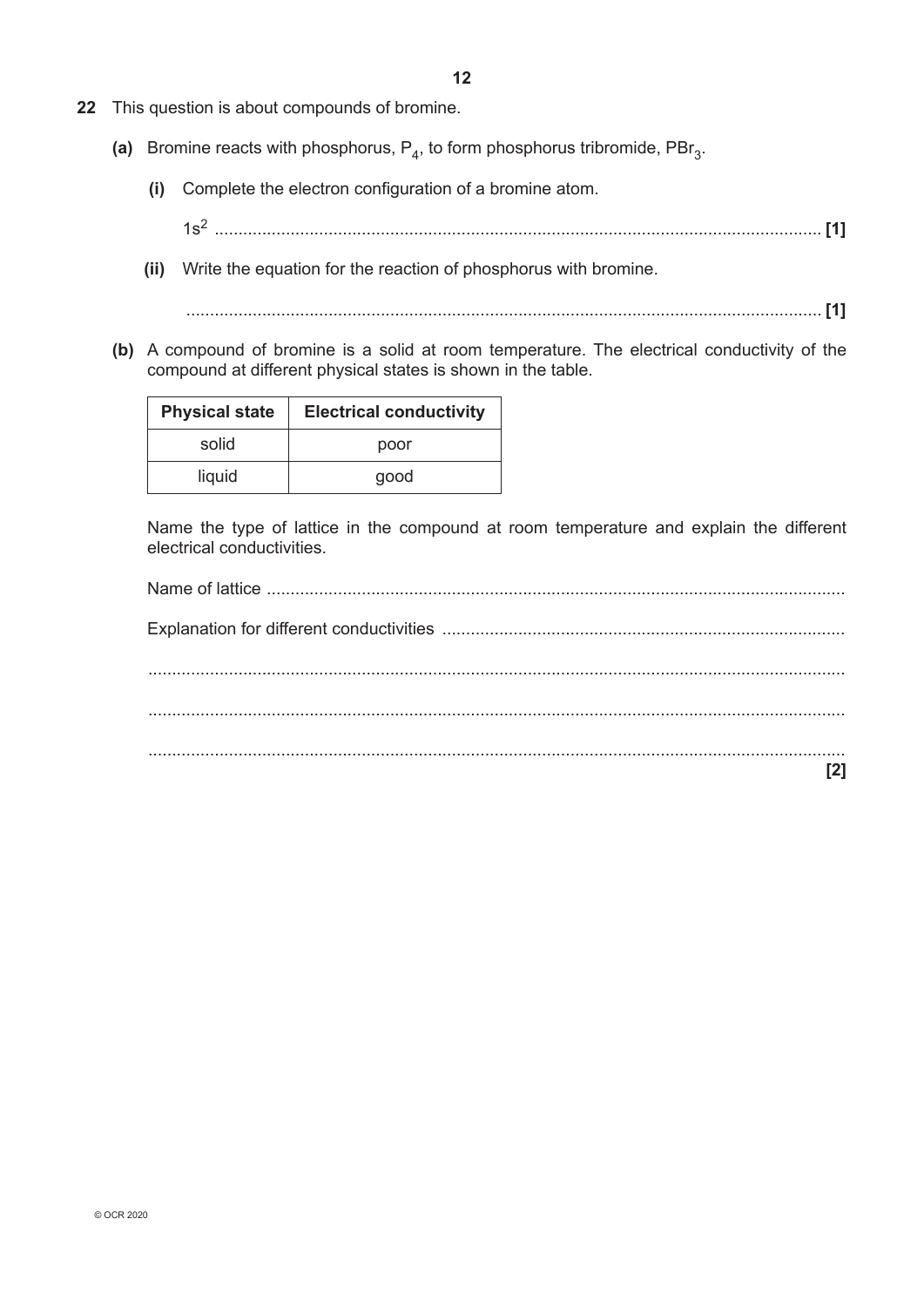**22** This question is about compounds of bromine.

**(a)** Bromine reacts with phosphorus, $P_4$, to form phosphorus tribromide, $PBr_3$.

**(i)** Complete the electron configuration of a bromine atom.

$1s^2$ ............................................................................................................................ **[1]**

**(ii)** Write the equation for the reaction of phosphorus with bromine.

............................................................................................................................ **[1]**

**(b)** A compound of bromine is a solid at room temperature. The electrical conductivity of the compound at different physical states is shown in the table.

| Physical state | Electrical conductivity |
| --- | --- |
| solid | poor |
| liquid | good |

Name the type of lattice in the compound at room temperature and explain the different electrical conductivities.

Name of lattice ............................................................................................................................

Explanation for different conductivities ............................................................................................

............................................................................................................................

............................................................................................................................

............................................................................................................................ **[2]**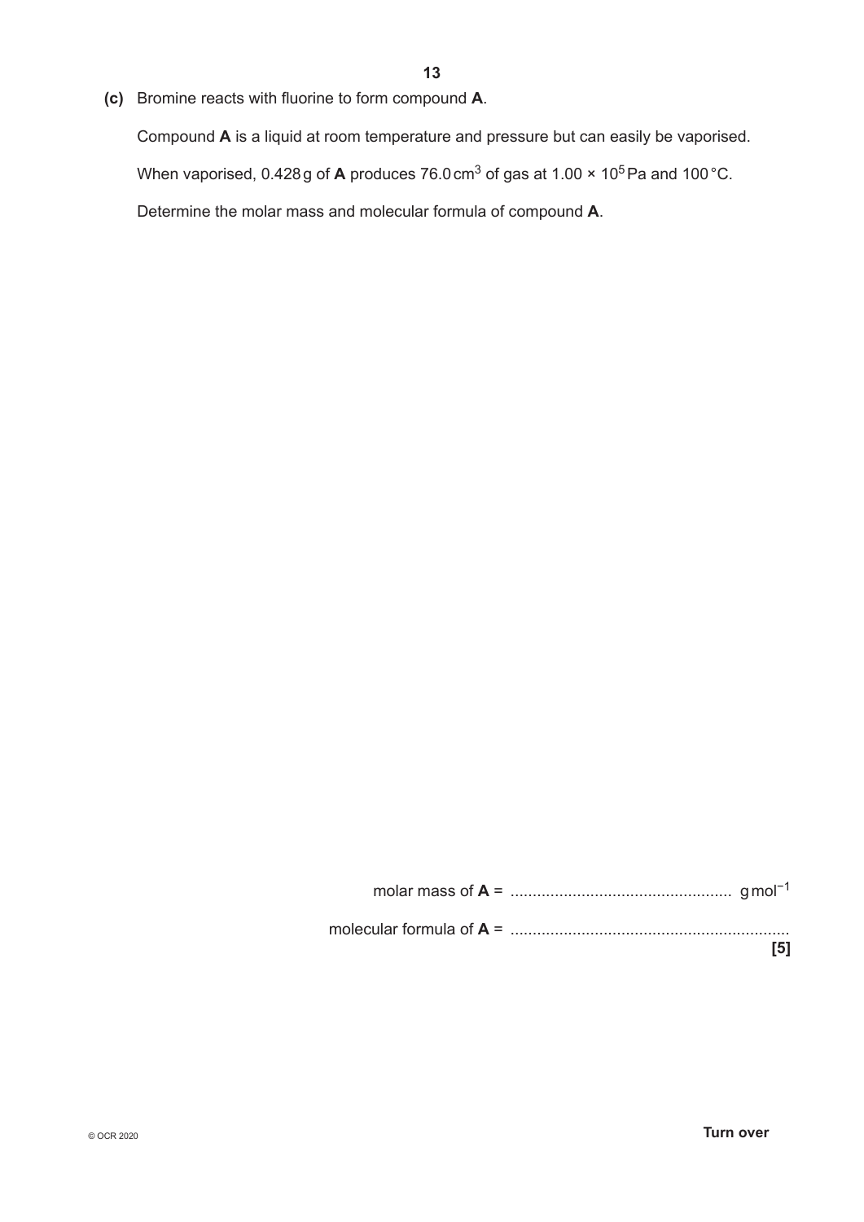**(c)** Bromine reacts with fluorine to form compound **A**.

Compound **A** is a liquid at room temperature and pressure but can easily be vaporised.

When vaporised, 0.428 g of **A** produces 76.0 $cm^3$ of gas at $1.00 \times 10^5$ Pa and 100 °C.

Determine the molar mass and molecular formula of compound **A**.

molar mass of **A** = .................................................. $g\,mol^{-1}$

molecular formula of **A** = ..............................................................

**[5]**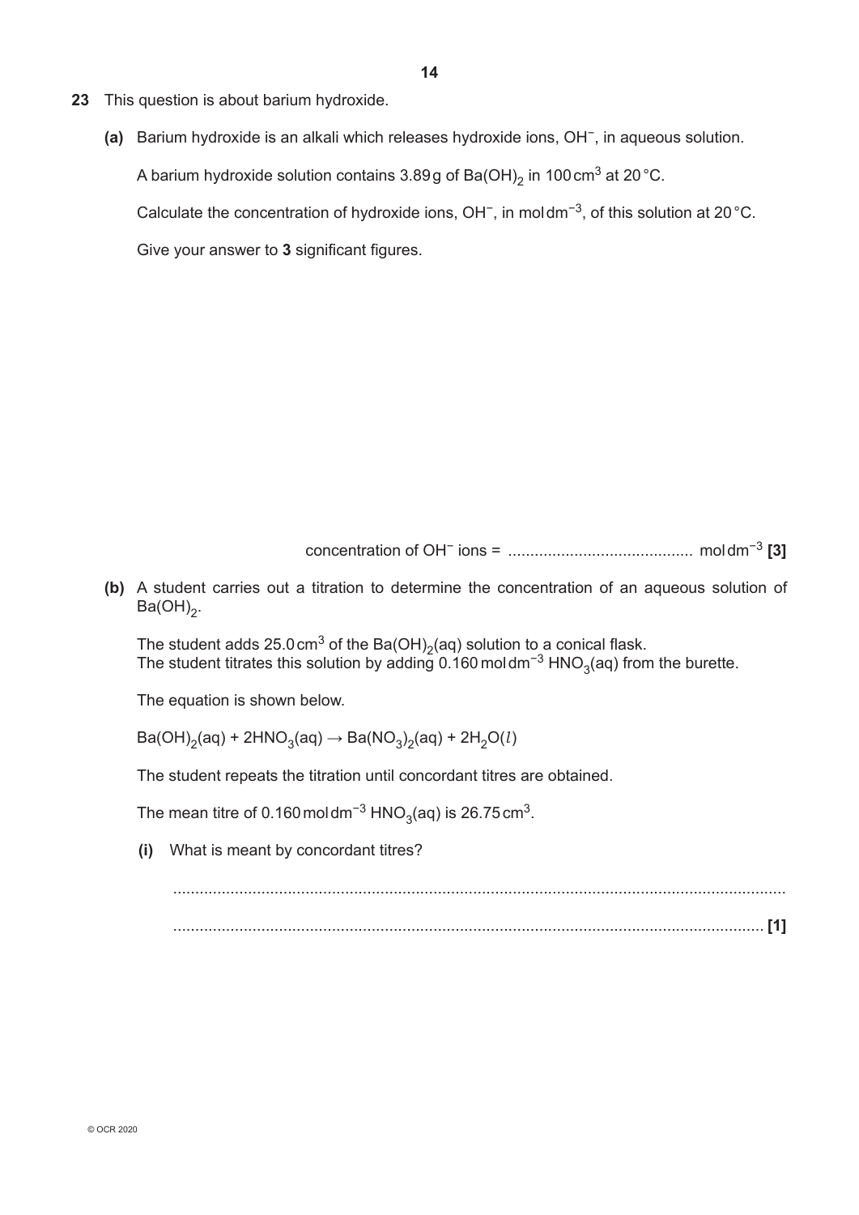**23** This question is about barium hydroxide.

**(a)** Barium hydroxide is an alkali which releases hydroxide ions, $OH^-$, in aqueous solution.

A barium hydroxide solution contains 3.89 g of $Ba(OH)_2$ in 100 $cm^3$ at 20 °C.

Calculate the concentration of hydroxide ions, $OH^-$, in $mol\,dm^{-3}$, of this solution at 20 °C.

Give your answer to **3** significant figures.

concentration of $OH^-$ ions = .......................................... $mol\,dm^{-3}$ **[3]**

**(b)** A student carries out a titration to determine the concentration of an aqueous solution of $Ba(OH)_2$.

The student adds 25.0 $cm^3$ of the $Ba(OH)_2(aq)$ solution to a conical flask.
The student titrates this solution by adding 0.160 $mol\,dm^{-3}$ $HNO_3(aq)$ from the burette.

The equation is shown below.

$$Ba(OH)_2(aq) + 2HNO_3(aq) \rightarrow Ba(NO_3)_2(aq) + 2H_2O(l)$$

The student repeats the titration until concordant titres are obtained.

The mean titre of 0.160 $mol\,dm^{-3}$ $HNO_3(aq)$ is 26.75 $cm^3$.

**(i)** What is meant by concordant titres?

.......................................................................................................................................

....................................................................................................................................... **[1]**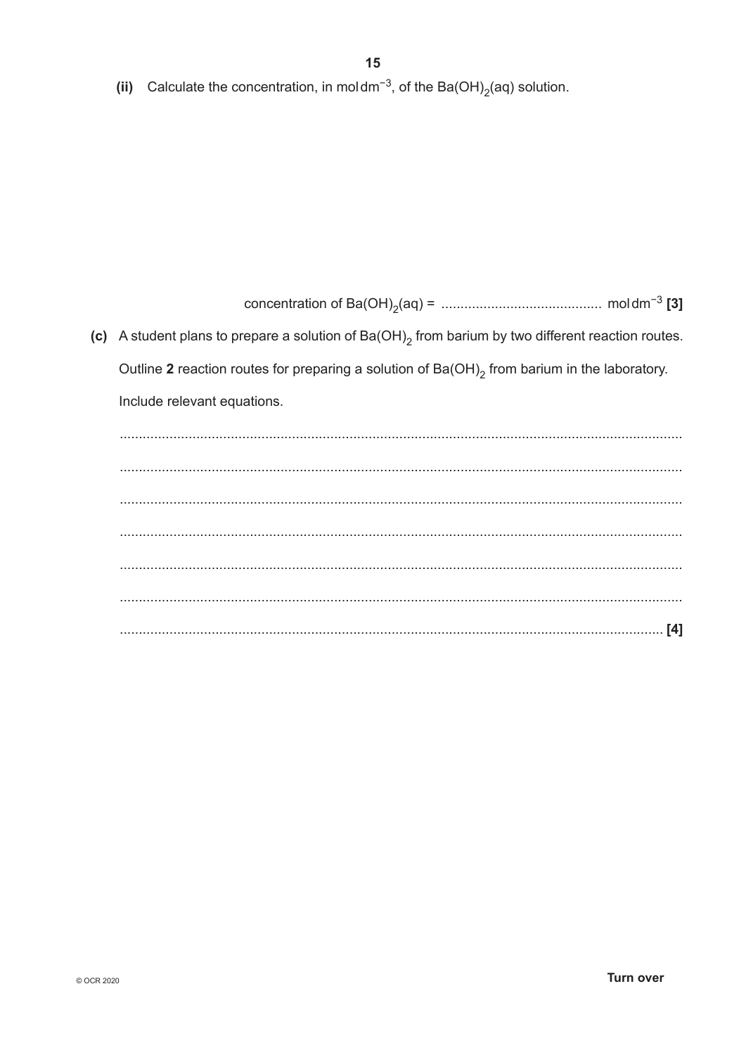**(ii)** Calculate the concentration, in $mol\,dm^{-3}$, of the $Ba(OH)_2(aq)$ solution.

concentration of $Ba(OH)_2(aq)$ = .......................................... $mol\,dm^{-3}$ **[3]**

**(c)** A student plans to prepare a solution of $Ba(OH)_2$ from barium by two different reaction routes.

Outline **2** reaction routes for preparing a solution of $Ba(OH)_2$ from barium in the laboratory.

Include relevant equations.

..................................................................................................................................................

..................................................................................................................................................

..................................................................................................................................................

..................................................................................................................................................

..................................................................................................................................................

..................................................................................................................................................

.............................................................................................................................................. **[4]**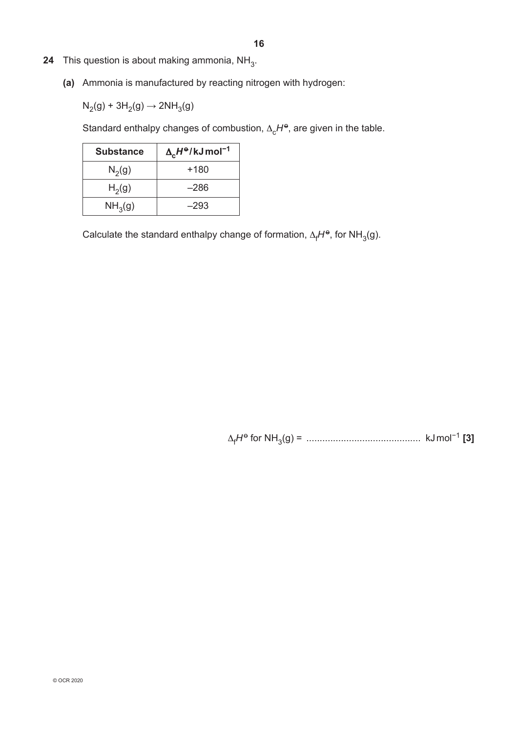**24** This question is about making ammonia, $NH_3$.

**(a)** Ammonia is manufactured by reacting nitrogen with hydrogen:

$N_2(g) + 3H_2(g) \rightarrow 2NH_3(g)$

Standard enthalpy changes of combustion, $\Delta_c H^\ominus$, are given in the table.

| Substance | $\Delta_c H^\ominus$ / kJ mol$^{-1}$ |
|---|---|
| $N_2(g)$ | +180 |
| $H_2(g)$ | –286 |
| $NH_3(g)$ | –293 |

Calculate the standard enthalpy change of formation, $\Delta_f H^\ominus$, for $NH_3(g)$.

$\Delta_f H^\ominus$ for $NH_3(g)$ = .......................................... kJ mol$^{-1}$ **[3]**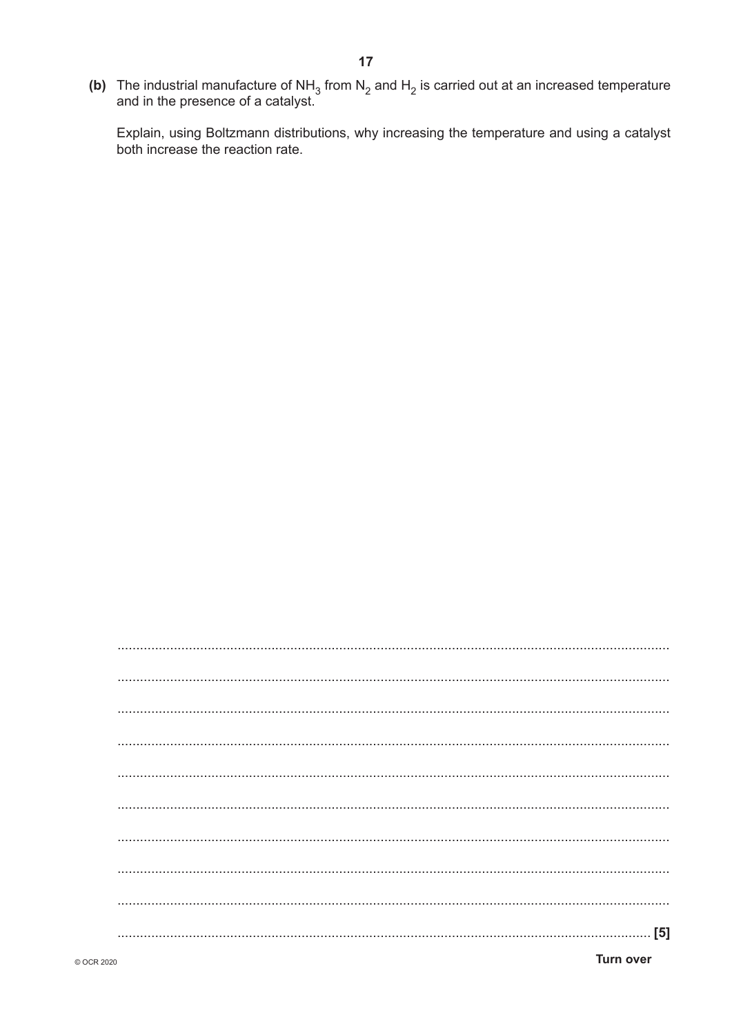**(b)** The industrial manufacture of $NH_3$ from $N_2$ and $H_2$ is carried out at an increased temperature and in the presence of a catalyst.

Explain, using Boltzmann distributions, why increasing the temperature and using a catalyst both increase the reaction rate.

..........................................................................................................................................

..........................................................................................................................................

..........................................................................................................................................

..........................................................................................................................................

..........................................................................................................................................

..........................................................................................................................................

..........................................................................................................................................

..........................................................................................................................................

..........................................................................................................................................

.................................................................................................................................... [5]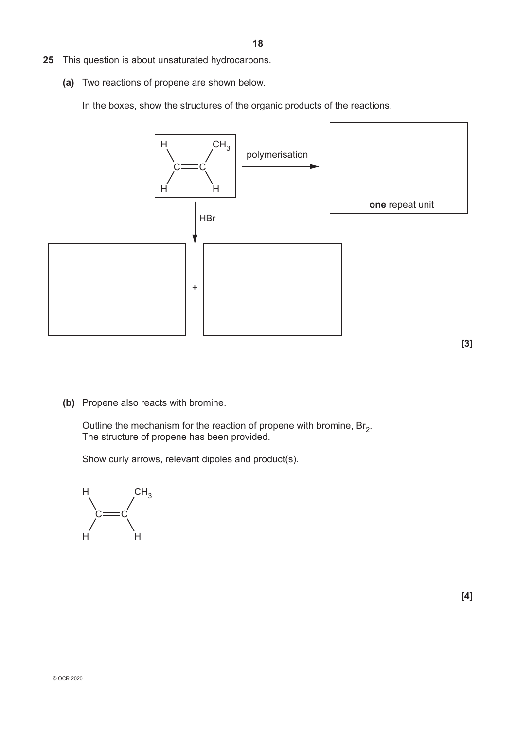**25** This question is about unsaturated hydrocarbons.

**(a)** Two reactions of propene are shown below.

In the boxes, show the structures of the organic products of the reactions.

```
 H       CH3
  \     /          polymerisation      ┌────────────────────┐
   C═══C          ─────────────────►   │                    │
  /     \                              │                    │
 H       H                             │   one repeat unit  │
                                       └────────────────────┘
      │
      │ HBr
      ▼
┌────────────────┐     ┌────────────────┐
│                │  +  │                │
│                │     │                │
└────────────────┘     └────────────────┘
```

**[3]**

**(b)** Propene also reacts with bromine.

Outline the mechanism for the reaction of propene with bromine, $Br_2$.
The structure of propene has been provided.

Show curly arrows, relevant dipoles and product(s).

```
 H       CH3
  \     /
   C═══C
  /     \
 H       H
```

**[4]**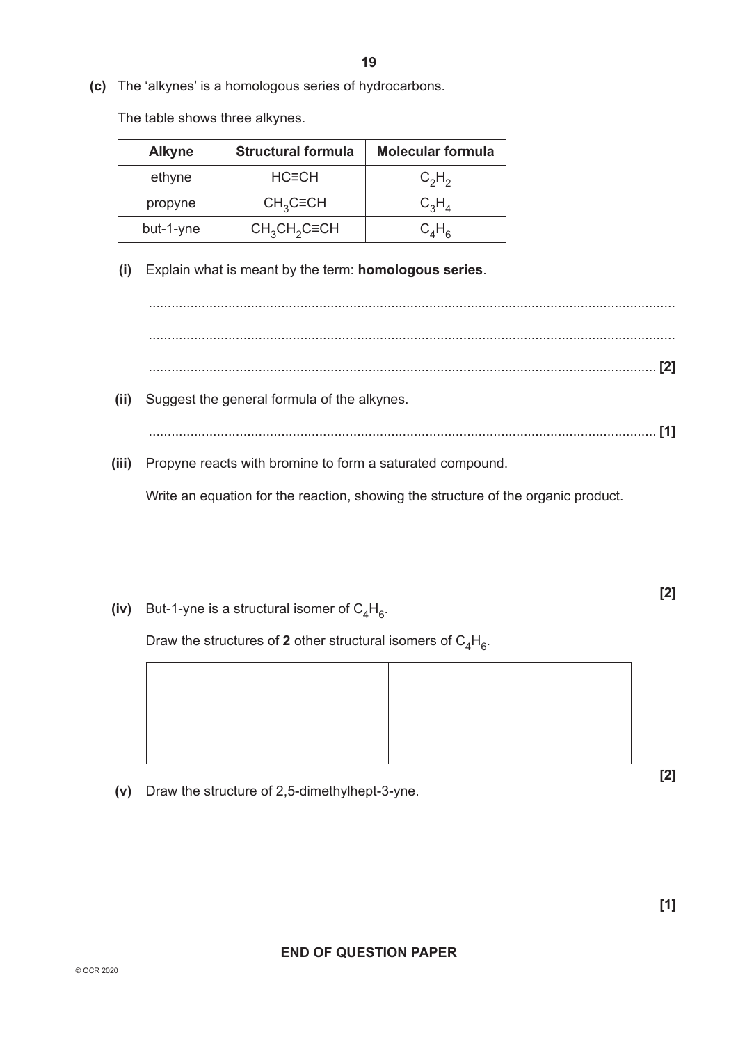**(c)** The 'alkynes' is a homologous series of hydrocarbons.

The table shows three alkynes.

| Alkyne | Structural formula | Molecular formula |
|---|---|---|
| ethyne | HC≡CH | $C_2H_2$ |
| propyne | $CH_3C≡CH$ | $C_3H_4$ |
| but-1-yne | $CH_3CH_2C≡CH$ | $C_4H_6$ |

**(i)** Explain what is meant by the term: **homologous series**.

..........................................................................................................................................

..........................................................................................................................................

.................................................................................................................................... **[2]**

**(ii)** Suggest the general formula of the alkynes.

.................................................................................................................................... **[1]**

**(iii)** Propyne reacts with bromine to form a saturated compound.

Write an equation for the reaction, showing the structure of the organic product.

**[2]**

**(iv)** But-1-yne is a structural isomer of $C_4H_6$.

Draw the structures of **2** other structural isomers of $C_4H_6$.

| | |
|---|---|
| | |

**[2]**

**(v)** Draw the structure of 2,5-dimethylhept-3-yne.

**[1]**

**END OF QUESTION PAPER**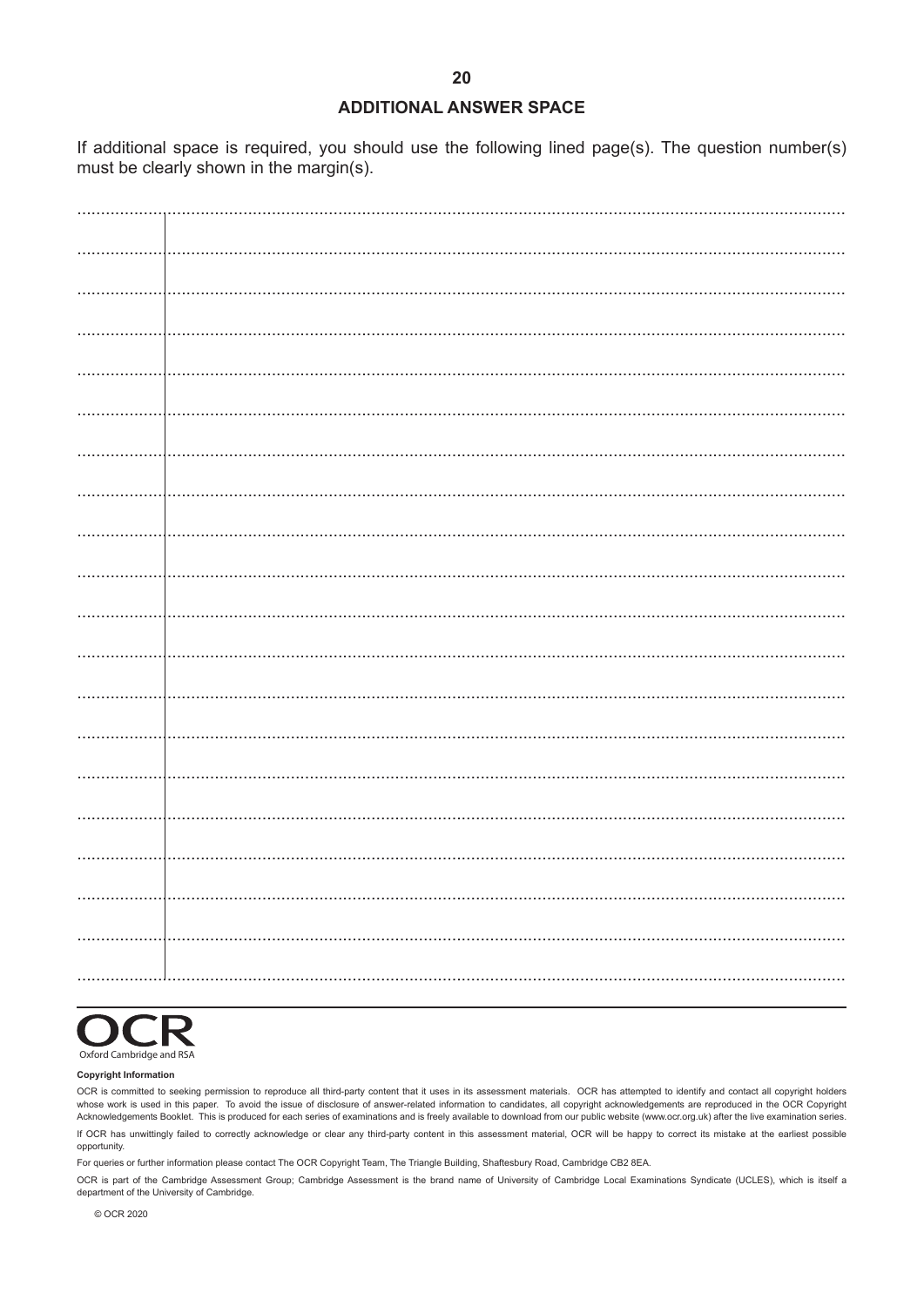## ADDITIONAL ANSWER SPACE

If additional space is required, you should use the following lined page(s). The question number(s) must be clearly shown in the margin(s).

OCR
Oxford Cambridge and RSA

**Copyright Information**

OCR is committed to seeking permission to reproduce all third-party content that it uses in its assessment materials. OCR has attempted to identify and contact all copyright holders whose work is used in this paper. To avoid the issue of disclosure of answer-related information to candidates, all copyright acknowledgements are reproduced in the OCR Copyright Acknowledgements Booklet. This is produced for each series of examinations and is freely available to download from our public website (www.ocr.org.uk) after the live examination series.

If OCR has unwittingly failed to correctly acknowledge or clear any third-party content in this assessment material, OCR will be happy to correct its mistake at the earliest possible opportunity.

For queries or further information please contact The OCR Copyright Team, The Triangle Building, Shaftesbury Road, Cambridge CB2 8EA.

OCR is part of the Cambridge Assessment Group; Cambridge Assessment is the brand name of University of Cambridge Local Examinations Syndicate (UCLES), which is itself a department of the University of Cambridge.

© OCR 2020